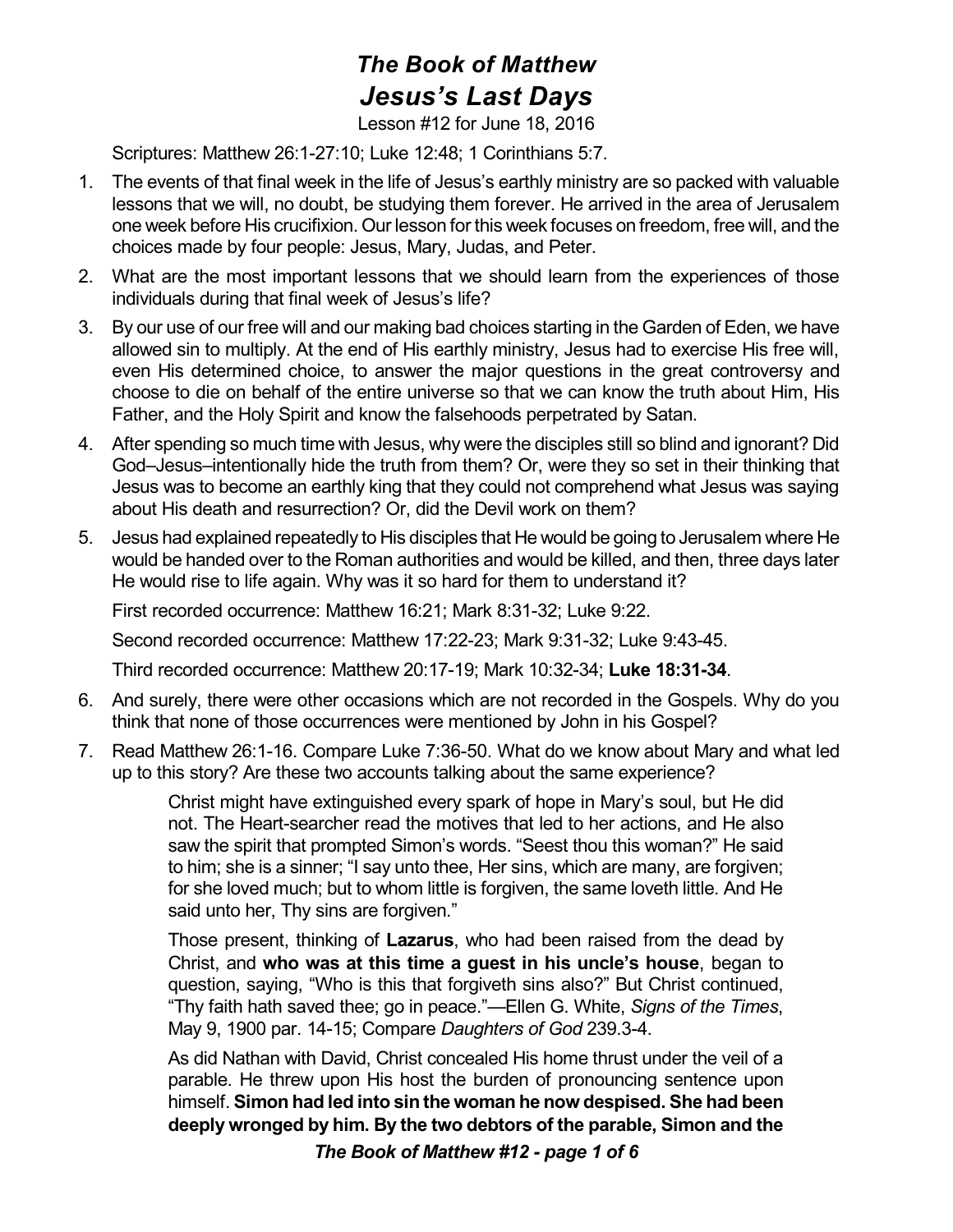# *The Book of Matthew*
# *Jesus's Last Days*

Lesson #12 for June 18, 2016

Scriptures: Matthew 26:1-27:10; Luke 12:48; 1 Corinthians 5:7.

1. The events of that final week in the life of Jesus's earthly ministry are so packed with valuable lessons that we will, no doubt, be studying them forever. He arrived in the area of Jerusalem one week before His crucifixion. Our lesson for this week focuses on freedom, free will, and the choices made by four people: Jesus, Mary, Judas, and Peter.
2. What are the most important lessons that we should learn from the experiences of those individuals during that final week of Jesus's life?
3. By our use of our free will and our making bad choices starting in the Garden of Eden, we have allowed sin to multiply. At the end of His earthly ministry, Jesus had to exercise His free will, even His determined choice, to answer the major questions in the great controversy and choose to die on behalf of the entire universe so that we can know the truth about Him, His Father, and the Holy Spirit and know the falsehoods perpetrated by Satan.
4. After spending so much time with Jesus, why were the disciples still so blind and ignorant? Did God–Jesus–intentionally hide the truth from them? Or, were they so set in their thinking that Jesus was to become an earthly king that they could not comprehend what Jesus was saying about His death and resurrection? Or, did the Devil work on them?
5. Jesus had explained repeatedly to His disciples that He would be going to Jerusalem where He would be handed over to the Roman authorities and would be killed, and then, three days later He would rise to life again. Why was it so hard for them to understand it?

   First recorded occurrence: Matthew 16:21; Mark 8:31-32; Luke 9:22.

   Second recorded occurrence: Matthew 17:22-23; Mark 9:31-32; Luke 9:43-45.

   Third recorded occurrence: Matthew 20:17-19; Mark 10:32-34; **Luke 18:31-34**.

6. And surely, there were other occasions which are not recorded in the Gospels. Why do you think that none of those occurrences were mentioned by John in his Gospel?
7. Read Matthew 26:1-16. Compare Luke 7:36-50. What do we know about Mary and what led up to this story? Are these two accounts talking about the same experience?

   > Christ might have extinguished every spark of hope in Mary's soul, but He did not. The Heart-searcher read the motives that led to her actions, and He also saw the spirit that prompted Simon's words. "Seest thou this woman?" He said to him; she is a sinner; "I say unto thee, Her sins, which are many, are forgiven; for she loved much; but to whom little is forgiven, the same loveth little. And He said unto her, Thy sins are forgiven."
   >
   > Those present, thinking of **Lazarus**, who had been raised from the dead by Christ, and **who was at this time a guest in his uncle's house**, began to question, saying, "Who is this that forgiveth sins also?" But Christ continued, "Thy faith hath saved thee; go in peace."—Ellen G. White, *Signs of the Times*, May 9, 1900 par. 14-15; Compare *Daughters of God* 239.3-4.
   >
   > As did Nathan with David, Christ concealed His home thrust under the veil of a parable. He threw upon His host the burden of pronouncing sentence upon himself. **Simon had led into sin the woman he now despised. She had been deeply wronged by him. By the two debtors of the parable, Simon and the**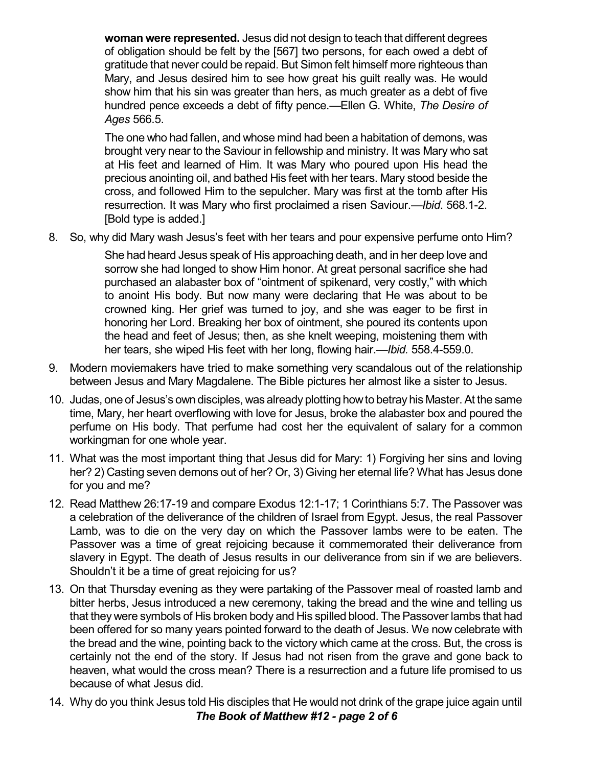**woman were represented.** Jesus did not design to teach that different degrees of obligation should be felt by the [567] two persons, for each owed a debt of gratitude that never could be repaid. But Simon felt himself more righteous than Mary, and Jesus desired him to see how great his guilt really was. He would show him that his sin was greater than hers, as much greater as a debt of five hundred pence exceeds a debt of fifty pence.—Ellen G. White, *The Desire of Ages* 566.5.

> The one who had fallen, and whose mind had been a habitation of demons, was brought very near to the Saviour in fellowship and ministry. It was Mary who sat at His feet and learned of Him. It was Mary who poured upon His head the precious anointing oil, and bathed His feet with her tears. Mary stood beside the cross, and followed Him to the sepulcher. Mary was first at the tomb after His resurrection. It was Mary who first proclaimed a risen Saviour.—*Ibid*. 568.1-2. [Bold type is added.]

8. So, why did Mary wash Jesus's feet with her tears and pour expensive perfume onto Him?

> She had heard Jesus speak of His approaching death, and in her deep love and sorrow she had longed to show Him honor. At great personal sacrifice she had purchased an alabaster box of "ointment of spikenard, very costly," with which to anoint His body. But now many were declaring that He was about to be crowned king. Her grief was turned to joy, and she was eager to be first in honoring her Lord. Breaking her box of ointment, she poured its contents upon the head and feet of Jesus; then, as she knelt weeping, moistening them with her tears, she wiped His feet with her long, flowing hair.—*Ibid.* 558.4-559.0.

9. Modern moviemakers have tried to make something very scandalous out of the relationship between Jesus and Mary Magdalene. The Bible pictures her almost like a sister to Jesus.
10. Judas, one of Jesus's own disciples, was already plotting how to betray his Master. At the same time, Mary, her heart overflowing with love for Jesus, broke the alabaster box and poured the perfume on His body. That perfume had cost her the equivalent of salary for a common workingman for one whole year.
11. What was the most important thing that Jesus did for Mary: 1) Forgiving her sins and loving her? 2) Casting seven demons out of her? Or, 3) Giving her eternal life? What has Jesus done for you and me?
12. Read Matthew 26:17-19 and compare Exodus 12:1-17; 1 Corinthians 5:7. The Passover was a celebration of the deliverance of the children of Israel from Egypt. Jesus, the real Passover Lamb, was to die on the very day on which the Passover lambs were to be eaten. The Passover was a time of great rejoicing because it commemorated their deliverance from slavery in Egypt. The death of Jesus results in our deliverance from sin if we are believers. Shouldn't it be a time of great rejoicing for us?
13. On that Thursday evening as they were partaking of the Passover meal of roasted lamb and bitter herbs, Jesus introduced a new ceremony, taking the bread and the wine and telling us that they were symbols of His broken body and His spilled blood. The Passover lambs that had been offered for so many years pointed forward to the death of Jesus. We now celebrate with the bread and the wine, pointing back to the victory which came at the cross. But, the cross is certainly not the end of the story. If Jesus had not risen from the grave and gone back to heaven, what would the cross mean? There is a resurrection and a future life promised to us because of what Jesus did.
14. Why do you think Jesus told His disciples that He would not drink of the grape juice again until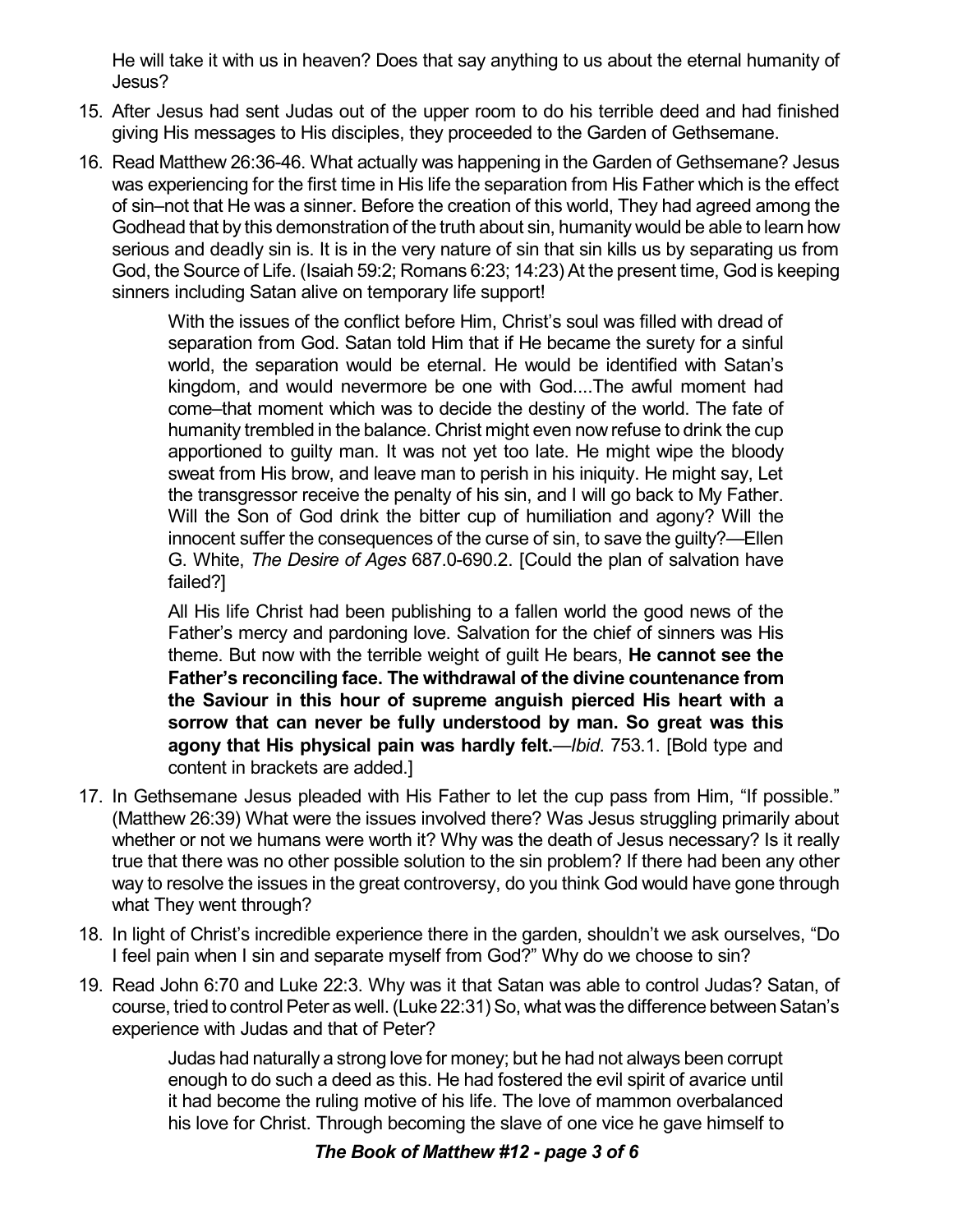He will take it with us in heaven? Does that say anything to us about the eternal humanity of Jesus?

15. After Jesus had sent Judas out of the upper room to do his terrible deed and had finished giving His messages to His disciples, they proceeded to the Garden of Gethsemane.

16. Read Matthew 26:36-46. What actually was happening in the Garden of Gethsemane? Jesus was experiencing for the first time in His life the separation from His Father which is the effect of sin–not that He was a sinner. Before the creation of this world, They had agreed among the Godhead that by this demonstration of the truth about sin, humanity would be able to learn how serious and deadly sin is. It is in the very nature of sin that sin kills us by separating us from God, the Source of Life. (Isaiah 59:2; Romans 6:23; 14:23) At the present time, God is keeping sinners including Satan alive on temporary life support!

    > With the issues of the conflict before Him, Christ's soul was filled with dread of separation from God. Satan told Him that if He became the surety for a sinful world, the separation would be eternal. He would be identified with Satan's kingdom, and would nevermore be one with God....The awful moment had come–that moment which was to decide the destiny of the world. The fate of humanity trembled in the balance. Christ might even now refuse to drink the cup apportioned to guilty man. It was not yet too late. He might wipe the bloody sweat from His brow, and leave man to perish in his iniquity. He might say, Let the transgressor receive the penalty of his sin, and I will go back to My Father. Will the Son of God drink the bitter cup of humiliation and agony? Will the innocent suffer the consequences of the curse of sin, to save the guilty?—Ellen G. White, *The Desire of Ages* 687.0-690.2. [Could the plan of salvation have failed?]

    > All His life Christ had been publishing to a fallen world the good news of the Father's mercy and pardoning love. Salvation for the chief of sinners was His theme. But now with the terrible weight of guilt He bears, **He cannot see the Father's reconciling face. The withdrawal of the divine countenance from the Saviour in this hour of supreme anguish pierced His heart with a sorrow that can never be fully understood by man. So great was this agony that His physical pain was hardly felt.**—*Ibid*. 753.1. [Bold type and content in brackets are added.]

17. In Gethsemane Jesus pleaded with His Father to let the cup pass from Him, "If possible." (Matthew 26:39) What were the issues involved there? Was Jesus struggling primarily about whether or not we humans were worth it? Why was the death of Jesus necessary? Is it really true that there was no other possible solution to the sin problem? If there had been any other way to resolve the issues in the great controversy, do you think God would have gone through what They went through?

18. In light of Christ's incredible experience there in the garden, shouldn't we ask ourselves, "Do I feel pain when I sin and separate myself from God?" Why do we choose to sin?

19. Read John 6:70 and Luke 22:3. Why was it that Satan was able to control Judas? Satan, of course, tried to control Peter as well. (Luke 22:31) So, what was the difference between Satan's experience with Judas and that of Peter?

    > Judas had naturally a strong love for money; but he had not always been corrupt enough to do such a deed as this. He had fostered the evil spirit of avarice until it had become the ruling motive of his life. The love of mammon overbalanced his love for Christ. Through becoming the slave of one vice he gave himself to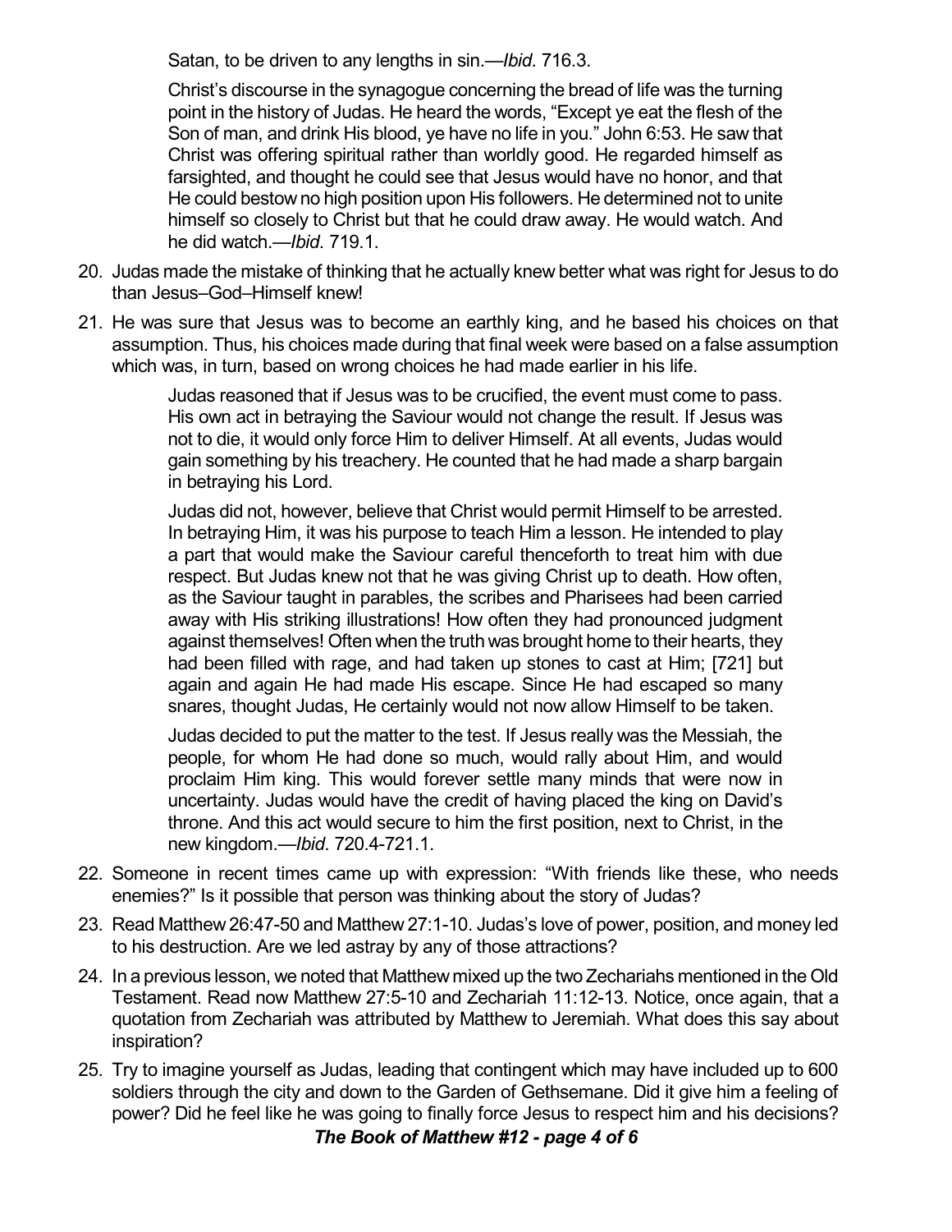> Satan, to be driven to any lengths in sin.—*Ibid*. 716.3.
>
> Christ's discourse in the synagogue concerning the bread of life was the turning point in the history of Judas. He heard the words, "Except ye eat the flesh of the Son of man, and drink His blood, ye have no life in you." John 6:53. He saw that Christ was offering spiritual rather than worldly good. He regarded himself as farsighted, and thought he could see that Jesus would have no honor, and that He could bestow no high position upon His followers. He determined not to unite himself so closely to Christ but that he could draw away. He would watch. And he did watch.—*Ibid*. 719.1.

20. Judas made the mistake of thinking that he actually knew better what was right for Jesus to do than Jesus–God–Himself knew!
21. He was sure that Jesus was to become an earthly king, and he based his choices on that assumption. Thus, his choices made during that final week were based on a false assumption which was, in turn, based on wrong choices he had made earlier in his life.

> Judas reasoned that if Jesus was to be crucified, the event must come to pass. His own act in betraying the Saviour would not change the result. If Jesus was not to die, it would only force Him to deliver Himself. At all events, Judas would gain something by his treachery. He counted that he had made a sharp bargain in betraying his Lord.
>
> Judas did not, however, believe that Christ would permit Himself to be arrested. In betraying Him, it was his purpose to teach Him a lesson. He intended to play a part that would make the Saviour careful thenceforth to treat him with due respect. But Judas knew not that he was giving Christ up to death. How often, as the Saviour taught in parables, the scribes and Pharisees had been carried away with His striking illustrations! How often they had pronounced judgment against themselves! Often when the truth was brought home to their hearts, they had been filled with rage, and had taken up stones to cast at Him; [721] but again and again He had made His escape. Since He had escaped so many snares, thought Judas, He certainly would not now allow Himself to be taken.
>
> Judas decided to put the matter to the test. If Jesus really was the Messiah, the people, for whom He had done so much, would rally about Him, and would proclaim Him king. This would forever settle many minds that were now in uncertainty. Judas would have the credit of having placed the king on David's throne. And this act would secure to him the first position, next to Christ, in the new kingdom.—*Ibid*. 720.4-721.1.

22. Someone in recent times came up with expression: "With friends like these, who needs enemies?" Is it possible that person was thinking about the story of Judas?
23. Read Matthew 26:47-50 and Matthew 27:1-10. Judas's love of power, position, and money led to his destruction. Are we led astray by any of those attractions?
24. In a previous lesson, we noted that Matthew mixed up the two Zechariahs mentioned in the Old Testament. Read now Matthew 27:5-10 and Zechariah 11:12-13. Notice, once again, that a quotation from Zechariah was attributed by Matthew to Jeremiah. What does this say about inspiration?
25. Try to imagine yourself as Judas, leading that contingent which may have included up to 600 soldiers through the city and down to the Garden of Gethsemane. Did it give him a feeling of power? Did he feel like he was going to finally force Jesus to respect him and his decisions?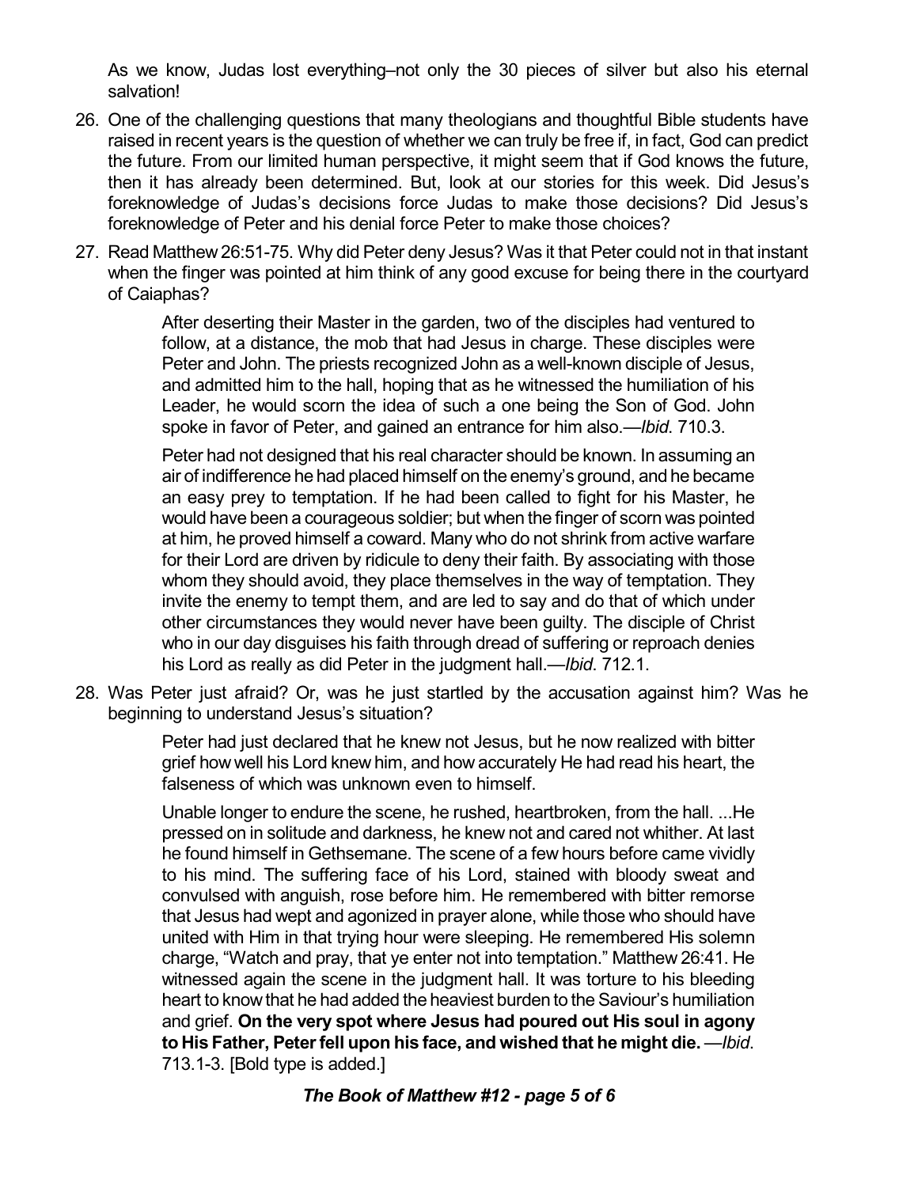As we know, Judas lost everything–not only the 30 pieces of silver but also his eternal salvation!

26. One of the challenging questions that many theologians and thoughtful Bible students have raised in recent years is the question of whether we can truly be free if, in fact, God can predict the future. From our limited human perspective, it might seem that if God knows the future, then it has already been determined. But, look at our stories for this week. Did Jesus's foreknowledge of Judas's decisions force Judas to make those decisions? Did Jesus's foreknowledge of Peter and his denial force Peter to make those choices?

27. Read Matthew 26:51-75. Why did Peter deny Jesus? Was it that Peter could not in that instant when the finger was pointed at him think of any good excuse for being there in the courtyard of Caiaphas?

> After deserting their Master in the garden, two of the disciples had ventured to follow, at a distance, the mob that had Jesus in charge. These disciples were Peter and John. The priests recognized John as a well-known disciple of Jesus, and admitted him to the hall, hoping that as he witnessed the humiliation of his Leader, he would scorn the idea of such a one being the Son of God. John spoke in favor of Peter, and gained an entrance for him also.—*Ibid*. 710.3.
>
> Peter had not designed that his real character should be known. In assuming an air of indifference he had placed himself on the enemy's ground, and he became an easy prey to temptation. If he had been called to fight for his Master, he would have been a courageous soldier; but when the finger of scorn was pointed at him, he proved himself a coward. Many who do not shrink from active warfare for their Lord are driven by ridicule to deny their faith. By associating with those whom they should avoid, they place themselves in the way of temptation. They invite the enemy to tempt them, and are led to say and do that of which under other circumstances they would never have been guilty. The disciple of Christ who in our day disguises his faith through dread of suffering or reproach denies his Lord as really as did Peter in the judgment hall.—*Ibid*. 712.1.

28. Was Peter just afraid? Or, was he just startled by the accusation against him? Was he beginning to understand Jesus's situation?

> Peter had just declared that he knew not Jesus, but he now realized with bitter grief how well his Lord knew him, and how accurately He had read his heart, the falseness of which was unknown even to himself.
>
> Unable longer to endure the scene, he rushed, heartbroken, from the hall. ...He pressed on in solitude and darkness, he knew not and cared not whither. At last he found himself in Gethsemane. The scene of a few hours before came vividly to his mind. The suffering face of his Lord, stained with bloody sweat and convulsed with anguish, rose before him. He remembered with bitter remorse that Jesus had wept and agonized in prayer alone, while those who should have united with Him in that trying hour were sleeping. He remembered His solemn charge, "Watch and pray, that ye enter not into temptation." Matthew 26:41. He witnessed again the scene in the judgment hall. It was torture to his bleeding heart to know that he had added the heaviest burden to the Saviour's humiliation and grief. **On the very spot where Jesus had poured out His soul in agony to His Father, Peter fell upon his face, and wished that he might die.** —*Ibid*. 713.1-3. [Bold type is added.]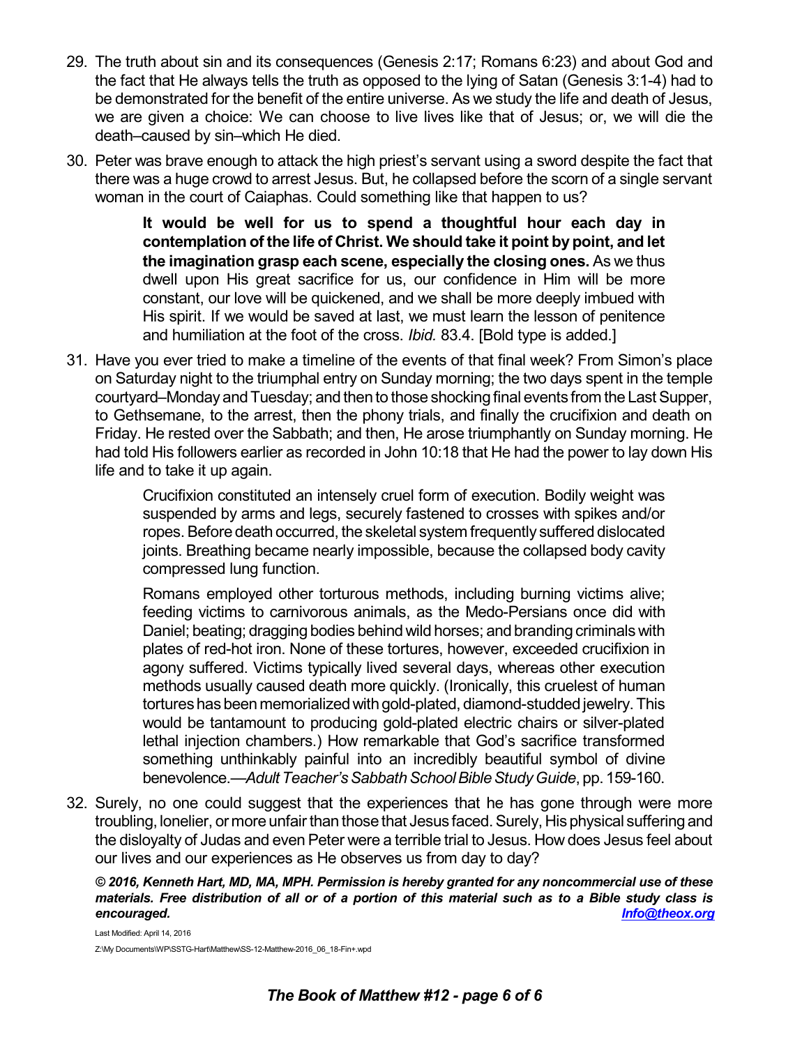29. The truth about sin and its consequences (Genesis 2:17; Romans 6:23) and about God and the fact that He always tells the truth as opposed to the lying of Satan (Genesis 3:1-4) had to be demonstrated for the benefit of the entire universe. As we study the life and death of Jesus, we are given a choice: We can choose to live lives like that of Jesus; or, we will die the death–caused by sin–which He died.

30. Peter was brave enough to attack the high priest's servant using a sword despite the fact that there was a huge crowd to arrest Jesus. But, he collapsed before the scorn of a single servant woman in the court of Caiaphas. Could something like that happen to us?

> **It would be well for us to spend a thoughtful hour each day in contemplation of the life of Christ. We should take it point by point, and let the imagination grasp each scene, especially the closing ones.** As we thus dwell upon His great sacrifice for us, our confidence in Him will be more constant, our love will be quickened, and we shall be more deeply imbued with His spirit. If we would be saved at last, we must learn the lesson of penitence and humiliation at the foot of the cross. *Ibid.* 83.4. [Bold type is added.]

31. Have you ever tried to make a timeline of the events of that final week? From Simon's place on Saturday night to the triumphal entry on Sunday morning; the two days spent in the temple courtyard–Monday and Tuesday; and then to those shocking final events from the Last Supper, to Gethsemane, to the arrest, then the phony trials, and finally the crucifixion and death on Friday. He rested over the Sabbath; and then, He arose triumphantly on Sunday morning. He had told His followers earlier as recorded in John 10:18 that He had the power to lay down His life and to take it up again.

> Crucifixion constituted an intensely cruel form of execution. Bodily weight was suspended by arms and legs, securely fastened to crosses with spikes and/or ropes. Before death occurred, the skeletal system frequently suffered dislocated joints. Breathing became nearly impossible, because the collapsed body cavity compressed lung function.
>
> Romans employed other torturous methods, including burning victims alive; feeding victims to carnivorous animals, as the Medo-Persians once did with Daniel; beating; dragging bodies behind wild horses; and branding criminals with plates of red-hot iron. None of these tortures, however, exceeded crucifixion in agony suffered. Victims typically lived several days, whereas other execution methods usually caused death more quickly. (Ironically, this cruelest of human tortures has been memorialized with gold-plated, diamond-studded jewelry. This would be tantamount to producing gold-plated electric chairs or silver-plated lethal injection chambers.) How remarkable that God's sacrifice transformed something unthinkably painful into an incredibly beautiful symbol of divine benevolence.—*Adult Teacher's Sabbath School Bible Study Guide*, pp. 159-160.

32. Surely, no one could suggest that the experiences that he has gone through were more troubling, lonelier, or more unfair than those that Jesus faced. Surely, His physical suffering and the disloyalty of Judas and even Peter were a terrible trial to Jesus. How does Jesus feel about our lives and our experiences as He observes us from day to day?

***© 2016, Kenneth Hart, MD, MA, MPH. Permission is hereby granted for any noncommercial use of these materials. Free distribution of all or of a portion of this material such as to a Bible study class is encouraged.*** ***Info@theox.org***

Last Modified: April 14, 2016

Z:\My Documents\WP\SSTG-Hart\Matthew\SS-12-Matthew-2016_06_18-Fin+.wpd